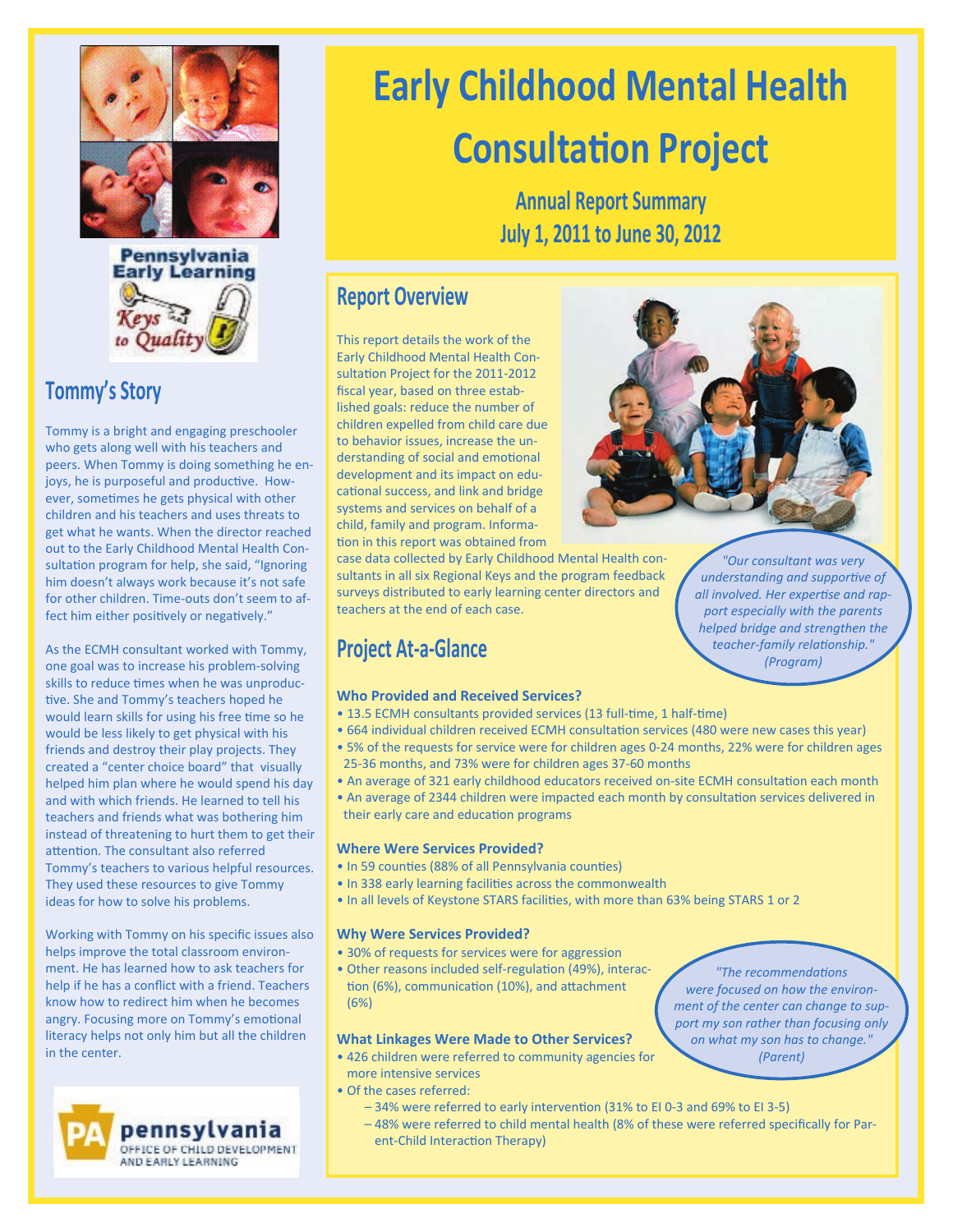# Early Childhood Mental Health Consultation Project

**Annual Report Summary**
**July 1, 2011 to June 30, 2012**

## Report Overview

This report details the work of the Early Childhood Mental Health Consultation Project for the 2011-2012 fiscal year, based on three established goals: reduce the number of children expelled from child care due to behavior issues, increase the understanding of social and emotional development and its impact on educational success, and link and bridge systems and services on behalf of a child, family and program. Information in this report was obtained from case data collected by Early Childhood Mental Health consultants in all six Regional Keys and the program feedback surveys distributed to early learning center directors and teachers at the end of each case.

*"Our consultant was very understanding and supportive of all involved. Her expertise and rapport especially with the parents helped bridge and strengthen the teacher-family relationship." (Program)*

## Project At-a-Glance

**Who Provided and Received Services?**

- 13.5 ECMH consultants provided services (13 full-time, 1 half-time)
- 664 individual children received ECMH consultation services (480 were new cases this year)
- 5% of the requests for service were for children ages 0-24 months, 22% were for children ages 25-36 months, and 73% were for children ages 37-60 months
- An average of 321 early childhood educators received on-site ECMH consultation each month
- An average of 2344 children were impacted each month by consultation services delivered in their early care and education programs

**Where Were Services Provided?**

- In 59 counties (88% of all Pennsylvania counties)
- In 338 early learning facilities across the commonwealth
- In all levels of Keystone STARS facilities, with more than 63% being STARS 1 or 2

**Why Were Services Provided?**

- 30% of requests for services were for aggression
- Other reasons included self-regulation (49%), interaction (6%), communication (10%), and attachment (6%)

*"The recommendations were focused on how the environment of the center can change to support my son rather than focusing only on what my son has to change." (Parent)*

**What Linkages Were Made to Other Services?**

- 426 children were referred to community agencies for more intensive services
- Of the cases referred:
  - 34% were referred to early intervention (31% to EI 0-3 and 69% to EI 3-5)
  - 48% were referred to child mental health (8% of these were referred specifically for Parent-Child Interaction Therapy)

## Tommy's Story

Tommy is a bright and engaging preschooler who gets along well with his teachers and peers. When Tommy is doing something he enjoys, he is purposeful and productive. However, sometimes he gets physical with other children and his teachers and uses threats to get what he wants. When the director reached out to the Early Childhood Mental Health Consultation program for help, she said, "Ignoring him doesn't always work because it's not safe for other children. Time-outs don't seem to affect him either positively or negatively."

As the ECMH consultant worked with Tommy, one goal was to increase his problem-solving skills to reduce times when he was unproductive. She and Tommy's teachers hoped he would learn skills for using his free time so he would be less likely to get physical with his friends and destroy their play projects. They created a "center choice board" that visually helped him plan where he would spend his day and with which friends. He learned to tell his teachers and friends what was bothering him instead of threatening to hurt them to get their attention. The consultant also referred Tommy's teachers to various helpful resources. They used these resources to give Tommy ideas for how to solve his problems.

Working with Tommy on his specific issues also helps improve the total classroom environment. He has learned how to ask teachers for help if he has a conflict with a friend. Teachers know how to redirect him when he becomes angry. Focusing more on Tommy's emotional literacy helps not only him but all the children in the center.

Pennsylvania Early Learning Keys to Quality

pennsylvania OFFICE OF CHILD DEVELOPMENT AND EARLY LEARNING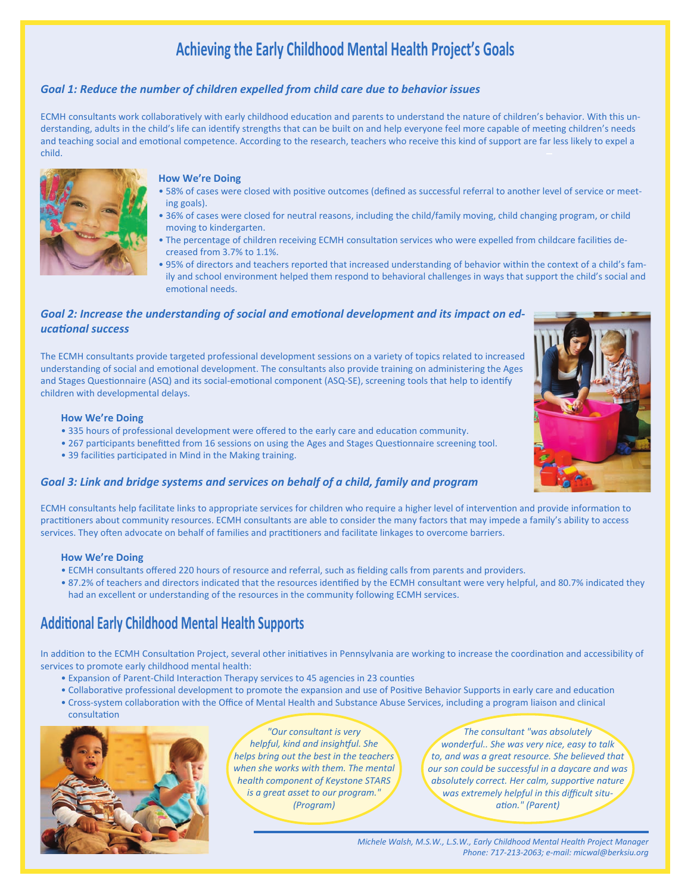# Achieving the Early Childhood Mental Health Project's Goals

### *Goal 1: Reduce the number of children expelled from child care due to behavior issues*

ECMH consultants work collaboratively with early childhood education and parents to understand the nature of children's behavior. With this understanding, adults in the child's life can identify strengths that can be built on and help everyone feel more capable of meeting children's needs and teaching social and emotional competence. According to the research, teachers who receive this kind of support are far less likely to expel a child.

**How We're Doing**

- 58% of cases were closed with positive outcomes (defined as successful referral to another level of service or meeting goals).
- 36% of cases were closed for neutral reasons, including the child/family moving, child changing program, or child moving to kindergarten.
- The percentage of children receiving ECMH consultation services who were expelled from childcare facilities decreased from 3.7% to 1.1%.
- 95% of directors and teachers reported that increased understanding of behavior within the context of a child's family and school environment helped them respond to behavioral challenges in ways that support the child's social and emotional needs.

### *Goal 2: Increase the understanding of social and emotional development and its impact on educational success*

The ECMH consultants provide targeted professional development sessions on a variety of topics related to increased understanding of social and emotional development. The consultants also provide training on administering the Ages and Stages Questionnaire (ASQ) and its social-emotional component (ASQ-SE), screening tools that help to identify children with developmental delays.

**How We're Doing**

- 335 hours of professional development were offered to the early care and education community.
- 267 participants benefitted from 16 sessions on using the Ages and Stages Questionnaire screening tool.
- 39 facilities participated in Mind in the Making training.

### *Goal 3: Link and bridge systems and services on behalf of a child, family and program*

ECMH consultants help facilitate links to appropriate services for children who require a higher level of intervention and provide information to practitioners about community resources. ECMH consultants are able to consider the many factors that may impede a family's ability to access services. They often advocate on behalf of families and practitioners and facilitate linkages to overcome barriers.

**How We're Doing**

- ECMH consultants offered 220 hours of resource and referral, such as fielding calls from parents and providers.
- 87.2% of teachers and directors indicated that the resources identified by the ECMH consultant were very helpful, and 80.7% indicated they had an excellent or understanding of the resources in the community following ECMH services.

## Additional Early Childhood Mental Health Supports

In addition to the ECMH Consultation Project, several other initiatives in Pennsylvania are working to increase the coordination and accessibility of services to promote early childhood mental health:

- Expansion of Parent-Child Interaction Therapy services to 45 agencies in 23 counties
- Collaborative professional development to promote the expansion and use of Positive Behavior Supports in early care and education
- Cross-system collaboration with the Office of Mental Health and Substance Abuse Services, including a program liaison and clinical consultation

*"Our consultant is very helpful, kind and insightful. She helps bring out the best in the teachers when she works with them. The mental health component of Keystone STARS is a great asset to our program." (Program)*

*The consultant "was absolutely wonderful.. She was very nice, easy to talk to, and was a great resource. She believed that our son could be successful in a daycare and was absolutely correct. Her calm, supportive nature was extremely helpful in this difficult situation." (Parent)*

*Michele Walsh, M.S.W., L.S.W., Early Childhood Mental Health Project Manager*
*Phone: 717-213-2063; e-mail: micwal@berksiu.org*